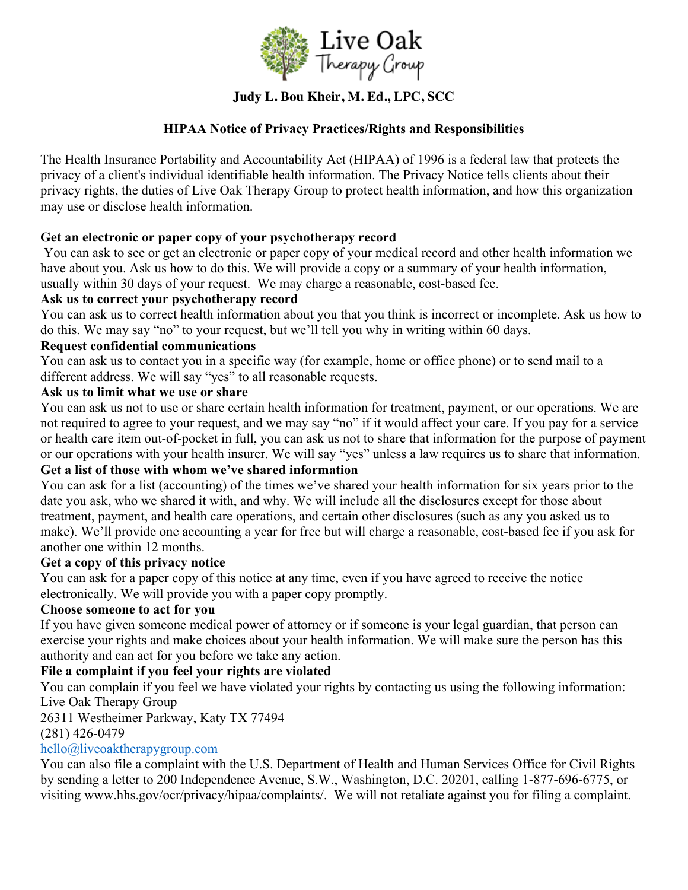Live Oak Therapy Group

**Judy L. Bou Kheir, M. Ed., LPC, SCC**

## HIPAA Notice of Privacy Practices/Rights and Responsibilities

The Health Insurance Portability and Accountability Act (HIPAA) of 1996 is a federal law that protects the privacy of a client's individual identifiable health information. The Privacy Notice tells clients about their privacy rights, the duties of Live Oak Therapy Group to protect health information, and how this organization may use or disclose health information.

**Get an electronic or paper copy of your psychotherapy record**

You can ask to see or get an electronic or paper copy of your medical record and other health information we have about you. Ask us how to do this. We will provide a copy or a summary of your health information, usually within 30 days of your request. We may charge a reasonable, cost-based fee.

**Ask us to correct your psychotherapy record**

You can ask us to correct health information about you that you think is incorrect or incomplete. Ask us how to do this. We may say "no" to your request, but we'll tell you why in writing within 60 days.

**Request confidential communications**

You can ask us to contact you in a specific way (for example, home or office phone) or to send mail to a different address. We will say "yes" to all reasonable requests.

**Ask us to limit what we use or share**

You can ask us not to use or share certain health information for treatment, payment, or our operations. We are not required to agree to your request, and we may say "no" if it would affect your care. If you pay for a service or health care item out-of-pocket in full, you can ask us not to share that information for the purpose of payment or our operations with your health insurer. We will say "yes" unless a law requires us to share that information.

**Get a list of those with whom we've shared information**

You can ask for a list (accounting) of the times we've shared your health information for six years prior to the date you ask, who we shared it with, and why. We will include all the disclosures except for those about treatment, payment, and health care operations, and certain other disclosures (such as any you asked us to make). We'll provide one accounting a year for free but will charge a reasonable, cost-based fee if you ask for another one within 12 months.

**Get a copy of this privacy notice**

You can ask for a paper copy of this notice at any time, even if you have agreed to receive the notice electronically. We will provide you with a paper copy promptly.

**Choose someone to act for you**

If you have given someone medical power of attorney or if someone is your legal guardian, that person can exercise your rights and make choices about your health information. We will make sure the person has this authority and can act for you before we take any action.

**File a complaint if you feel your rights are violated**

You can complain if you feel we have violated your rights by contacting us using the following information:
Live Oak Therapy Group
26311 Westheimer Parkway, Katy TX 77494
(281) 426-0479
hello@liveoaktherapygroup.com

You can also file a complaint with the U.S. Department of Health and Human Services Office for Civil Rights by sending a letter to 200 Independence Avenue, S.W., Washington, D.C. 20201, calling 1-877-696-6775, or visiting www.hhs.gov/ocr/privacy/hipaa/complaints/. We will not retaliate against you for filing a complaint.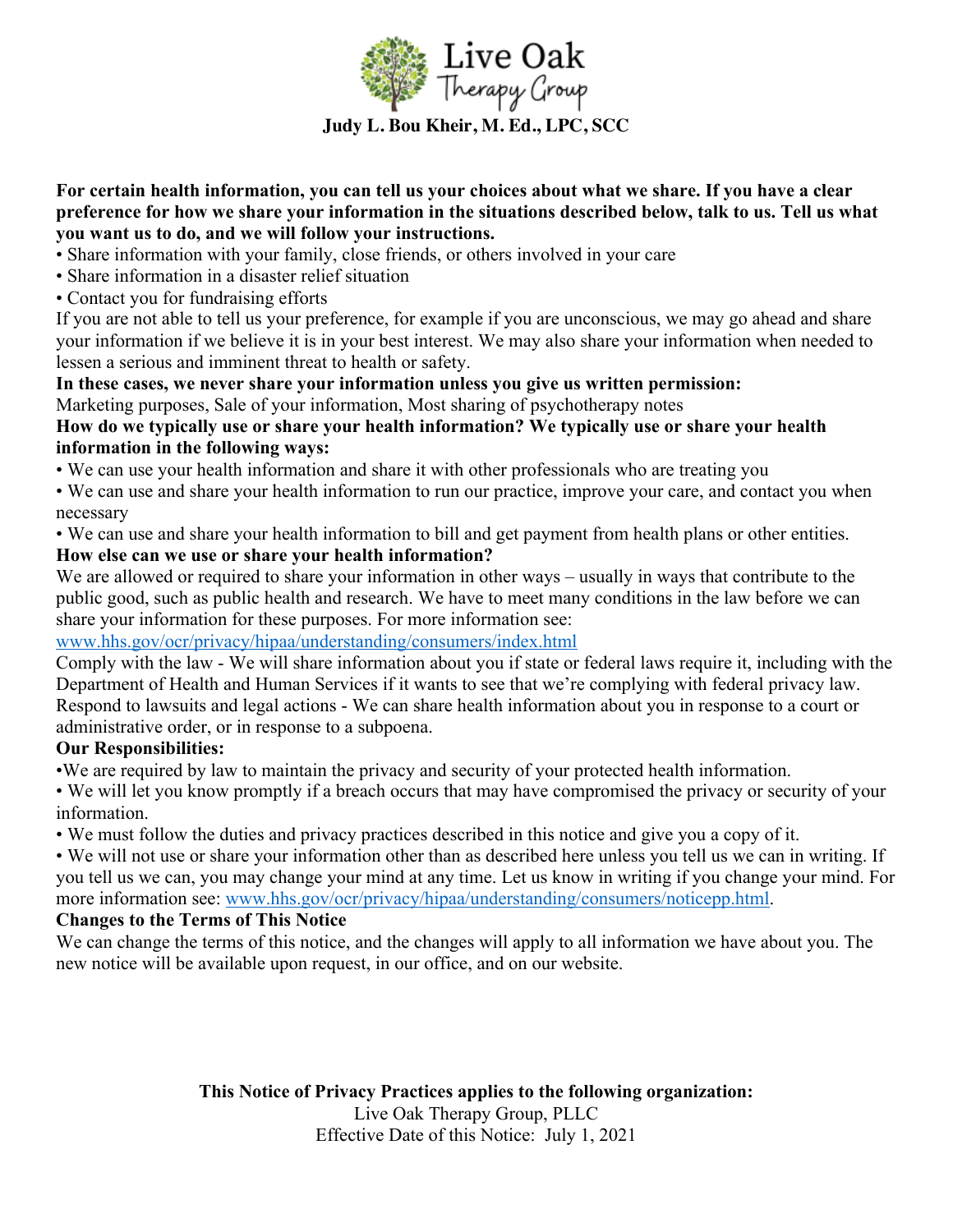Live Oak Therapy Group

**Judy L. Bou Kheir, M. Ed., LPC, SCC**

**For certain health information, you can tell us your choices about what we share. If you have a clear preference for how we share your information in the situations described below, talk to us. Tell us what you want us to do, and we will follow your instructions.**

- Share information with your family, close friends, or others involved in your care
- Share information in a disaster relief situation
- Contact you for fundraising efforts

If you are not able to tell us your preference, for example if you are unconscious, we may go ahead and share your information if we believe it is in your best interest. We may also share your information when needed to lessen a serious and imminent threat to health or safety.

**In these cases, we never share your information unless you give us written permission:**

Marketing purposes, Sale of your information, Most sharing of psychotherapy notes

**How do we typically use or share your health information? We typically use or share your health information in the following ways:**

- We can use your health information and share it with other professionals who are treating you
- We can use and share your health information to run our practice, improve your care, and contact you when necessary
- We can use and share your health information to bill and get payment from health plans or other entities.

**How else can we use or share your health information?**

We are allowed or required to share your information in other ways – usually in ways that contribute to the public good, such as public health and research. We have to meet many conditions in the law before we can share your information for these purposes. For more information see: www.hhs.gov/ocr/privacy/hipaa/understanding/consumers/index.html

Comply with the law - We will share information about you if state or federal laws require it, including with the Department of Health and Human Services if it wants to see that we're complying with federal privacy law.

Respond to lawsuits and legal actions - We can share health information about you in response to a court or administrative order, or in response to a subpoena.

**Our Responsibilities:**

- We are required by law to maintain the privacy and security of your protected health information.
- We will let you know promptly if a breach occurs that may have compromised the privacy or security of your information.
- We must follow the duties and privacy practices described in this notice and give you a copy of it.
- We will not use or share your information other than as described here unless you tell us we can in writing. If you tell us we can, you may change your mind at any time. Let us know in writing if you change your mind. For more information see: www.hhs.gov/ocr/privacy/hipaa/understanding/consumers/noticepp.html.

**Changes to the Terms of This Notice**

We can change the terms of this notice, and the changes will apply to all information we have about you. The new notice will be available upon request, in our office, and on our website.

**This Notice of Privacy Practices applies to the following organization:**

Live Oak Therapy Group, PLLC

Effective Date of this Notice: July 1, 2021